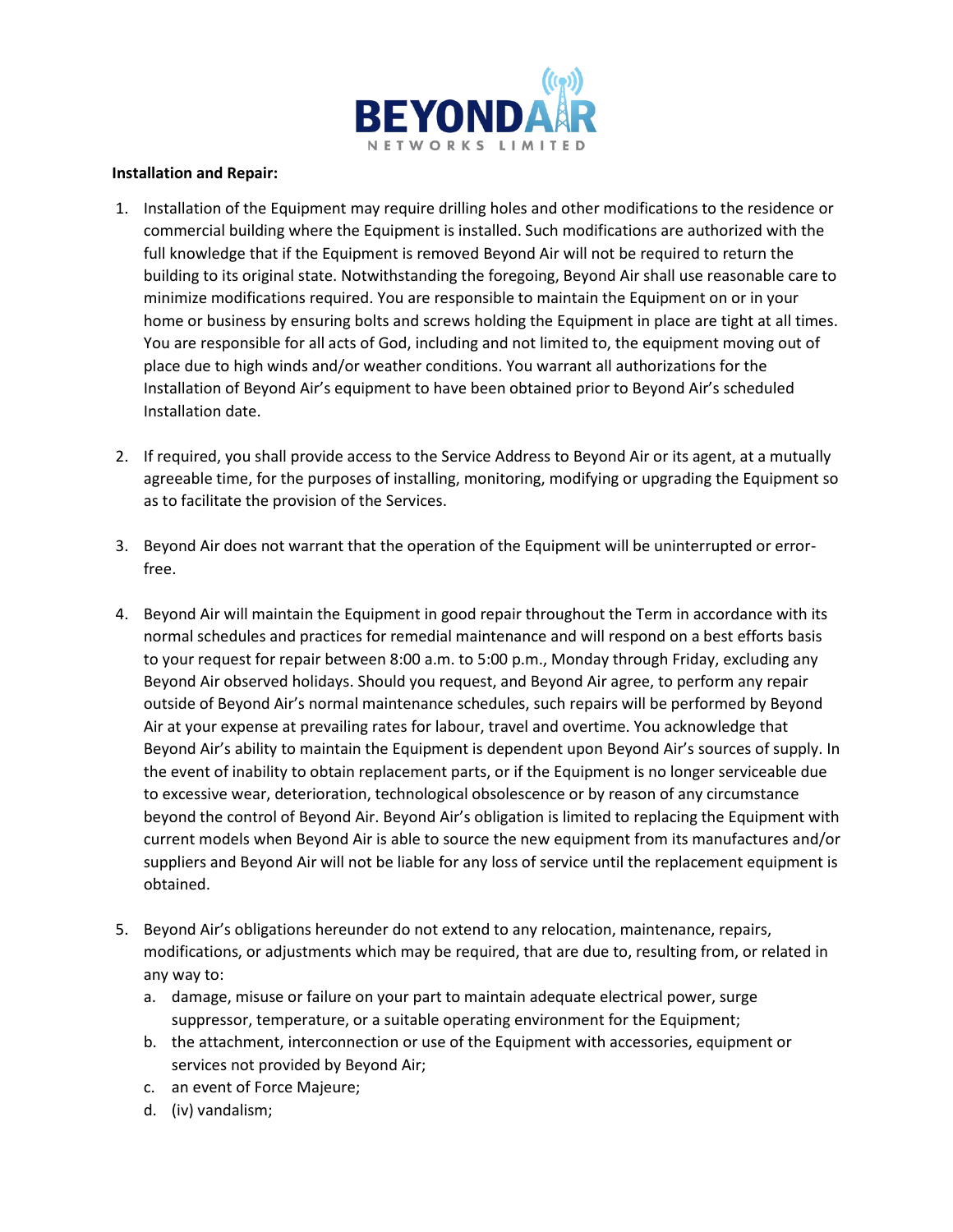**Installation and Repair:**

1. Installation of the Equipment may require drilling holes and other modifications to the residence or commercial building where the Equipment is installed. Such modifications are authorized with the full knowledge that if the Equipment is removed Beyond Air will not be required to return the building to its original state. Notwithstanding the foregoing, Beyond Air shall use reasonable care to minimize modifications required. You are responsible to maintain the Equipment on or in your home or business by ensuring bolts and screws holding the Equipment in place are tight at all times. You are responsible for all acts of God, including and not limited to, the equipment moving out of place due to high winds and/or weather conditions. You warrant all authorizations for the Installation of Beyond Air's equipment to have been obtained prior to Beyond Air's scheduled Installation date.

2. If required, you shall provide access to the Service Address to Beyond Air or its agent, at a mutually agreeable time, for the purposes of installing, monitoring, modifying or upgrading the Equipment so as to facilitate the provision of the Services.

3. Beyond Air does not warrant that the operation of the Equipment will be uninterrupted or error-free.

4. Beyond Air will maintain the Equipment in good repair throughout the Term in accordance with its normal schedules and practices for remedial maintenance and will respond on a best efforts basis to your request for repair between 8:00 a.m. to 5:00 p.m., Monday through Friday, excluding any Beyond Air observed holidays. Should you request, and Beyond Air agree, to perform any repair outside of Beyond Air's normal maintenance schedules, such repairs will be performed by Beyond Air at your expense at prevailing rates for labour, travel and overtime. You acknowledge that Beyond Air's ability to maintain the Equipment is dependent upon Beyond Air's sources of supply. In the event of inability to obtain replacement parts, or if the Equipment is no longer serviceable due to excessive wear, deterioration, technological obsolescence or by reason of any circumstance beyond the control of Beyond Air. Beyond Air's obligation is limited to replacing the Equipment with current models when Beyond Air is able to source the new equipment from its manufactures and/or suppliers and Beyond Air will not be liable for any loss of service until the replacement equipment is obtained.

5. Beyond Air's obligations hereunder do not extend to any relocation, maintenance, repairs, modifications, or adjustments which may be required, that are due to, resulting from, or related in any way to:
   a. damage, misuse or failure on your part to maintain adequate electrical power, surge suppressor, temperature, or a suitable operating environment for the Equipment;
   b. the attachment, interconnection or use of the Equipment with accessories, equipment or services not provided by Beyond Air;
   c. an event of Force Majeure;
   d. (iv) vandalism;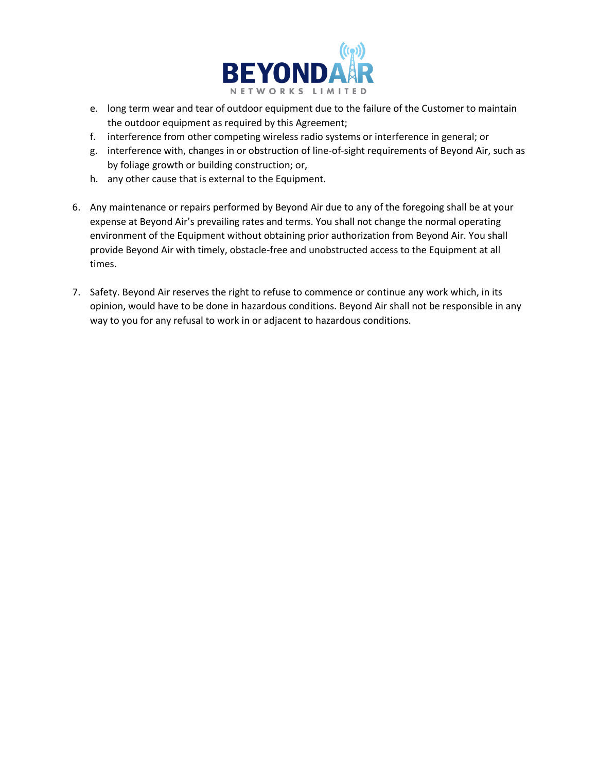e. long term wear and tear of outdoor equipment due to the failure of the Customer to maintain the outdoor equipment as required by this Agreement;
f. interference from other competing wireless radio systems or interference in general; or
g. interference with, changes in or obstruction of line-of-sight requirements of Beyond Air, such as by foliage growth or building construction; or,
h. any other cause that is external to the Equipment.

6. Any maintenance or repairs performed by Beyond Air due to any of the foregoing shall be at your expense at Beyond Air's prevailing rates and terms. You shall not change the normal operating environment of the Equipment without obtaining prior authorization from Beyond Air. You shall provide Beyond Air with timely, obstacle-free and unobstructed access to the Equipment at all times.

7. Safety. Beyond Air reserves the right to refuse to commence or continue any work which, in its opinion, would have to be done in hazardous conditions. Beyond Air shall not be responsible in any way to you for any refusal to work in or adjacent to hazardous conditions.